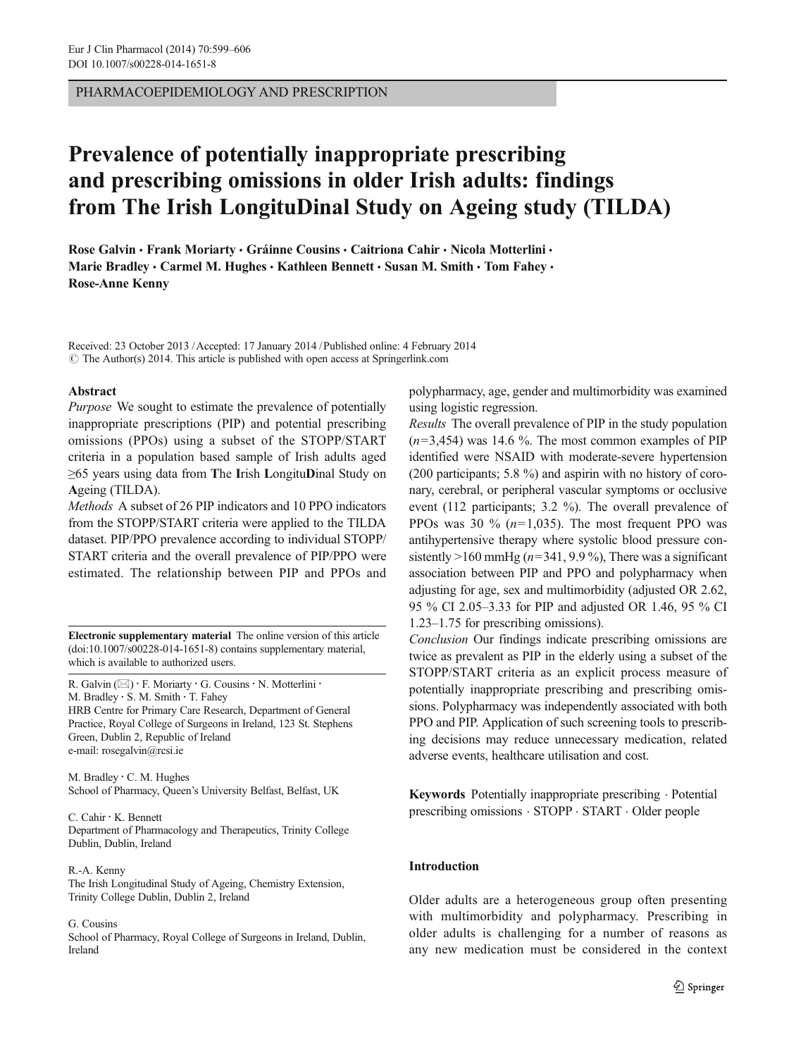PHARMACOEPIDEMIOLOGY AND PRESCRIPTION

# Prevalence of potentially inappropriate prescribing and prescribing omissions in older Irish adults: findings from The Irish LongituDinal Study on Ageing study (TILDA)

**Rose Galvin · Frank Moriarty · Gráinne Cousins · Caitriona Cahir · Nicola Motterlini · Marie Bradley · Carmel M. Hughes · Kathleen Bennett · Susan M. Smith · Tom Fahey · Rose-Anne Kenny**

Received: 23 October 2013 / Accepted: 17 January 2014 / Published online: 4 February 2014
© The Author(s) 2014. This article is published with open access at Springerlink.com

### Abstract

*Purpose* We sought to estimate the prevalence of potentially inappropriate prescriptions (PIP) and potential prescribing omissions (PPOs) using a subset of the STOPP/START criteria in a population based sample of Irish adults aged ≥65 years using data from **T**he **I**rish **L**ongitu**D**inal Study on **A**geing (TILDA).

*Methods* A subset of 26 PIP indicators and 10 PPO indicators from the STOPP/START criteria were applied to the TILDA dataset. PIP/PPO prevalence according to individual STOPP/START criteria and the overall prevalence of PIP/PPO were estimated. The relationship between PIP and PPOs and polypharmacy, age, gender and multimorbidity was examined using logistic regression.

*Results* The overall prevalence of PIP in the study population ($n$=3,454) was 14.6 %. The most common examples of PIP identified were NSAID with moderate-severe hypertension (200 participants; 5.8 %) and aspirin with no history of coronary, cerebral, or peripheral vascular symptoms or occlusive event (112 participants; 3.2 %). The overall prevalence of PPOs was 30 % ($n$=1,035). The most frequent PPO was antihypertensive therapy where systolic blood pressure consistently >160 mmHg ($n$=341, 9.9 %), There was a significant association between PIP and PPO and polypharmacy when adjusting for age, sex and multimorbidity (adjusted OR 2.62, 95 % CI 2.05–3.33 for PIP and adjusted OR 1.46, 95 % CI 1.23–1.75 for prescribing omissions).

*Conclusion* Our findings indicate prescribing omissions are twice as prevalent as PIP in the elderly using a subset of the STOPP/START criteria as an explicit process measure of potentially inappropriate prescribing and prescribing omissions. Polypharmacy was independently associated with both PPO and PIP. Application of such screening tools to prescribing decisions may reduce unnecessary medication, related adverse events, healthcare utilisation and cost.

**Keywords** Potentially inappropriate prescribing · Potential prescribing omissions · STOPP · START · Older people

**Electronic supplementary material** The online version of this article (doi:10.1007/s00228-014-1651-8) contains supplementary material, which is available to authorized users.

R. Galvin (✉) · F. Moriarty · G. Cousins · N. Motterlini · M. Bradley · S. M. Smith · T. Fahey
HRB Centre for Primary Care Research, Department of General Practice, Royal College of Surgeons in Ireland, 123 St. Stephens Green, Dublin 2, Republic of Ireland
e-mail: rosegalvin@rcsi.ie

M. Bradley · C. M. Hughes
School of Pharmacy, Queen's University Belfast, Belfast, UK

C. Cahir · K. Bennett
Department of Pharmacology and Therapeutics, Trinity College Dublin, Dublin, Ireland

R.-A. Kenny
The Irish Longitudinal Study of Ageing, Chemistry Extension, Trinity College Dublin, Dublin 2, Ireland

G. Cousins
School of Pharmacy, Royal College of Surgeons in Ireland, Dublin, Ireland

## Introduction

Older adults are a heterogeneous group often presenting with multimorbidity and polypharmacy. Prescribing in older adults is challenging for a number of reasons as any new medication must be considered in the context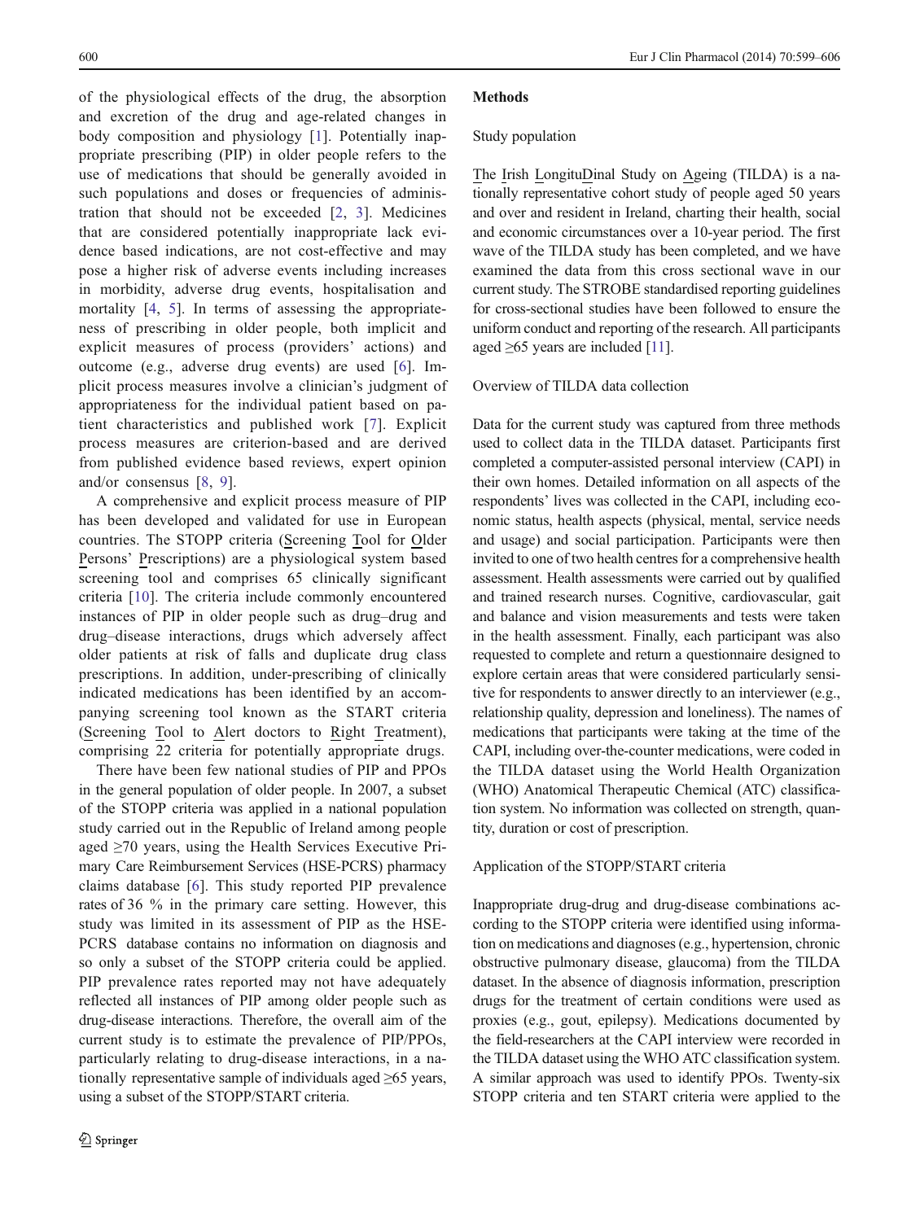of the physiological effects of the drug, the absorption and excretion of the drug and age-related changes in body composition and physiology [1]. Potentially inappropriate prescribing (PIP) in older people refers to the use of medications that should be generally avoided in such populations and doses or frequencies of administration that should not be exceeded [2, 3]. Medicines that are considered potentially inappropriate lack evidence based indications, are not cost-effective and may pose a higher risk of adverse events including increases in morbidity, adverse drug events, hospitalisation and mortality [4, 5]. In terms of assessing the appropriateness of prescribing in older people, both implicit and explicit measures of process (providers' actions) and outcome (e.g., adverse drug events) are used [6]. Implicit process measures involve a clinician's judgment of appropriateness for the individual patient based on patient characteristics and published work [7]. Explicit process measures are criterion-based and are derived from published evidence based reviews, expert opinion and/or consensus [8, 9].

A comprehensive and explicit process measure of PIP has been developed and validated for use in European countries. The STOPP criteria (Screening Tool for Older Persons' Prescriptions) are a physiological system based screening tool and comprises 65 clinically significant criteria [10]. The criteria include commonly encountered instances of PIP in older people such as drug–drug and drug–disease interactions, drugs which adversely affect older patients at risk of falls and duplicate drug class prescriptions. In addition, under-prescribing of clinically indicated medications has been identified by an accompanying screening tool known as the START criteria (Screening Tool to Alert doctors to Right Treatment), comprising 22 criteria for potentially appropriate drugs.

There have been few national studies of PIP and PPOs in the general population of older people. In 2007, a subset of the STOPP criteria was applied in a national population study carried out in the Republic of Ireland among people aged ≥70 years, using the Health Services Executive Primary Care Reimbursement Services (HSE-PCRS) pharmacy claims database [6]. This study reported PIP prevalence rates of 36 % in the primary care setting. However, this study was limited in its assessment of PIP as the HSE-PCRS database contains no information on diagnosis and so only a subset of the STOPP criteria could be applied. PIP prevalence rates reported may not have adequately reflected all instances of PIP among older people such as drug-disease interactions. Therefore, the overall aim of the current study is to estimate the prevalence of PIP/PPOs, particularly relating to drug-disease interactions, in a nationally representative sample of individuals aged ≥65 years, using a subset of the STOPP/START criteria.

## Methods

### Study population

The Irish LongituDinal Study on Ageing (TILDA) is a nationally representative cohort study of people aged 50 years and over and resident in Ireland, charting their health, social and economic circumstances over a 10-year period. The first wave of the TILDA study has been completed, and we have examined the data from this cross sectional wave in our current study. The STROBE standardised reporting guidelines for cross-sectional studies have been followed to ensure the uniform conduct and reporting of the research. All participants aged ≥65 years are included [11].

### Overview of TILDA data collection

Data for the current study was captured from three methods used to collect data in the TILDA dataset. Participants first completed a computer-assisted personal interview (CAPI) in their own homes. Detailed information on all aspects of the respondents' lives was collected in the CAPI, including economic status, health aspects (physical, mental, service needs and usage) and social participation. Participants were then invited to one of two health centres for a comprehensive health assessment. Health assessments were carried out by qualified and trained research nurses. Cognitive, cardiovascular, gait and balance and vision measurements and tests were taken in the health assessment. Finally, each participant was also requested to complete and return a questionnaire designed to explore certain areas that were considered particularly sensitive for respondents to answer directly to an interviewer (e.g., relationship quality, depression and loneliness). The names of medications that participants were taking at the time of the CAPI, including over-the-counter medications, were coded in the TILDA dataset using the World Health Organization (WHO) Anatomical Therapeutic Chemical (ATC) classification system. No information was collected on strength, quantity, duration or cost of prescription.

### Application of the STOPP/START criteria

Inappropriate drug-drug and drug-disease combinations according to the STOPP criteria were identified using information on medications and diagnoses (e.g., hypertension, chronic obstructive pulmonary disease, glaucoma) from the TILDA dataset. In the absence of diagnosis information, prescription drugs for the treatment of certain conditions were used as proxies (e.g., gout, epilepsy). Medications documented by the field-researchers at the CAPI interview were recorded in the TILDA dataset using the WHO ATC classification system. A similar approach was used to identify PPOs. Twenty-six STOPP criteria and ten START criteria were applied to the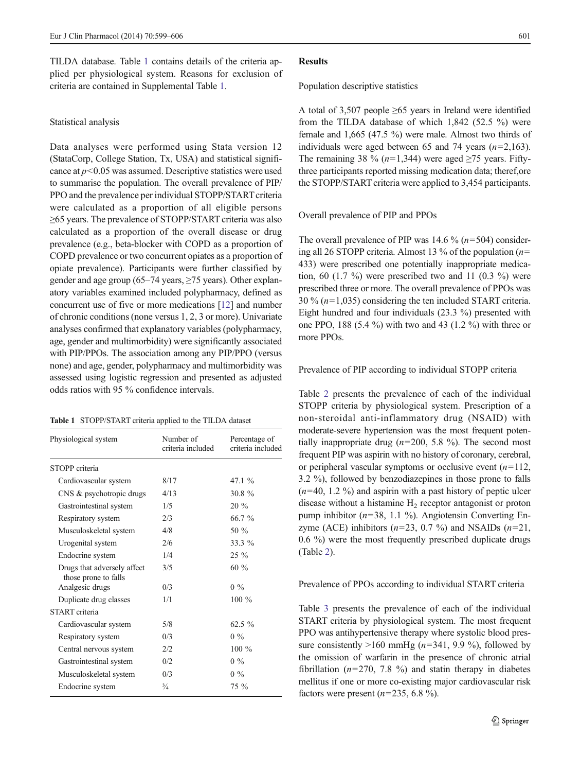TILDA database. Table 1 contains details of the criteria applied per physiological system. Reasons for exclusion of criteria are contained in Supplemental Table 1.

### Statistical analysis

Data analyses were performed using Stata version 12 (StataCorp, College Station, Tx, USA) and statistical significance at $p<0.05$ was assumed. Descriptive statistics were used to summarise the population. The overall prevalence of PIP/PPO and the prevalence per individual STOPP/START criteria were calculated as a proportion of all eligible persons ≥65 years. The prevalence of STOPP/START criteria was also calculated as a proportion of the overall disease or drug prevalence (e.g., beta-blocker with COPD as a proportion of COPD prevalence or two concurrent opiates as a proportion of opiate prevalence). Participants were further classified by gender and age group (65–74 years, ≥75 years). Other explanatory variables examined included polypharmacy, defined as concurrent use of five or more medications [12] and number of chronic conditions (none versus 1, 2, 3 or more). Univariate analyses confirmed that explanatory variables (polypharmacy, age, gender and multimorbidity) were significantly associated with PIP/PPOs. The association among any PIP/PPO (versus none) and age, gender, polypharmacy and multimorbidity was assessed using logistic regression and presented as adjusted odds ratios with 95 % confidence intervals.

**Table 1** STOPP/START criteria applied to the TILDA dataset

| Physiological system | Number of criteria included | Percentage of criteria included |
|---|---|---|
| STOPP criteria | | |
| Cardiovascular system | 8/17 | 47.1 % |
| CNS & psychotropic drugs | 4/13 | 30.8 % |
| Gastrointestinal system | 1/5 | 20 % |
| Respiratory system | 2/3 | 66.7 % |
| Musculoskeletal system | 4/8 | 50 % |
| Urogenital system | 2/6 | 33.3 % |
| Endocrine system | 1/4 | 25 % |
| Drugs that adversely affect those prone to falls | 3/5 | 60 % |
| Analgesic drugs | 0/3 | 0 % |
| Duplicate drug classes | 1/1 | 100 % |
| START criteria | | |
| Cardiovascular system | 5/8 | 62.5 % |
| Respiratory system | 0/3 | 0 % |
| Central nervous system | 2/2 | 100 % |
| Gastrointestinal system | 0/2 | 0 % |
| Musculoskeletal system | 0/3 | 0 % |
| Endocrine system | ¾ | 75 % |

## Results

### Population descriptive statistics

A total of 3,507 people ≥65 years in Ireland were identified from the TILDA database of which 1,842 (52.5 %) were female and 1,665 (47.5 %) were male. Almost two thirds of individuals were aged between 65 and 74 years ($n$=2,163). The remaining 38 % ($n$=1,344) were aged ≥75 years. Fifty-three participants reported missing medication data; theref,ore the STOPP/START criteria were applied to 3,454 participants.

### Overall prevalence of PIP and PPOs

The overall prevalence of PIP was 14.6 % ($n$=504) considering all 26 STOPP criteria. Almost 13 % of the population ($n$=433) were prescribed one potentially inappropriate medication, 60 (1.7 %) were prescribed two and 11 (0.3 %) were prescribed three or more. The overall prevalence of PPOs was 30 % ($n$=1,035) considering the ten included START criteria. Eight hundred and four individuals (23.3 %) presented with one PPO, 188 (5.4 %) with two and 43 (1.2 %) with three or more PPOs.

### Prevalence of PIP according to individual STOPP criteria

Table 2 presents the prevalence of each of the individual STOPP criteria by physiological system. Prescription of a non-steroidal anti-inflammatory drug (NSAID) with moderate-severe hypertension was the most frequent potentially inappropriate drug ($n$=200, 5.8 %). The second most frequent PIP was aspirin with no history of coronary, cerebral, or peripheral vascular symptoms or occlusive event ($n$=112, 3.2 %), followed by benzodiazepines in those prone to falls ($n$=40, 1.2 %) and aspirin with a past history of peptic ulcer disease without a histamine $H_2$ receptor antagonist or proton pump inhibitor ($n$=38, 1.1 %). Angiotensin Converting Enzyme (ACE) inhibitors ($n$=23, 0.7 %) and NSAIDs ($n$=21, 0.6 %) were the most frequently prescribed duplicate drugs (Table 2).

### Prevalence of PPOs according to individual START criteria

Table 3 presents the prevalence of each of the individual START criteria by physiological system. The most frequent PPO was antihypertensive therapy where systolic blood pressure consistently >160 mmHg ($n$=341, 9.9 %), followed by the omission of warfarin in the presence of chronic atrial fibrillation ($n$=270, 7.8 %) and statin therapy in diabetes mellitus if one or more co-existing major cardiovascular risk factors were present ($n$=235, 6.8 %).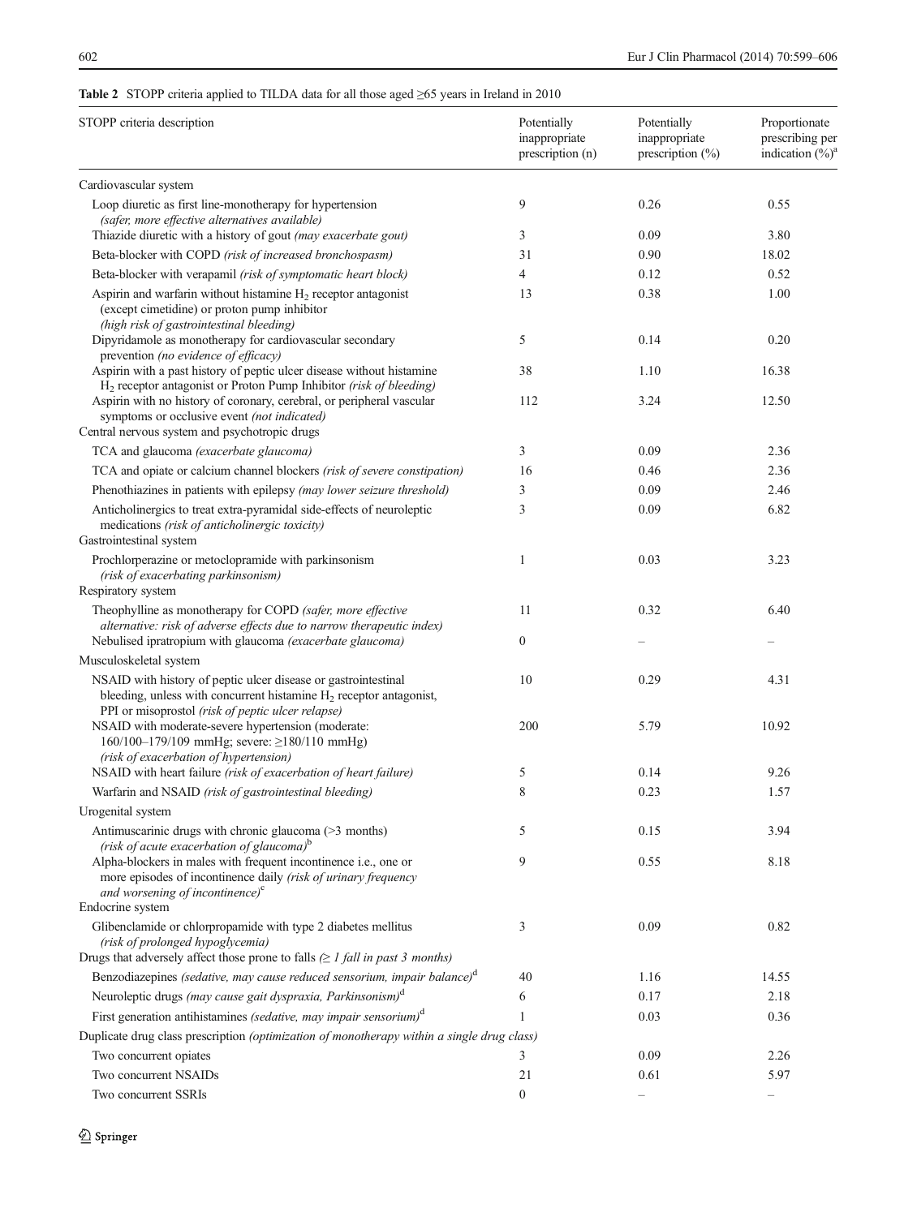**Table 2** STOPP criteria applied to TILDA data for all those aged ≥65 years in Ireland in 2010

| STOPP criteria description | Potentially inappropriate prescription (n) | Potentially inappropriate prescription (%) | Proportionate prescribing per indication (%)[a] |
|---|---|---|---|
| Cardiovascular system | | | |
| Loop diuretic as first line-monotherapy for hypertension *(safer, more effective alternatives available)* | 9 | 0.26 | 0.55 |
| Thiazide diuretic with a history of gout *(may exacerbate gout)* | 3 | 0.09 | 3.80 |
| Beta-blocker with COPD *(risk of increased bronchospasm)* | 31 | 0.90 | 18.02 |
| Beta-blocker with verapamil *(risk of symptomatic heart block)* | 4 | 0.12 | 0.52 |
| Aspirin and warfarin without histamine $H_2$ receptor antagonist (except cimetidine) or proton pump inhibitor *(high risk of gastrointestinal bleeding)* | 13 | 0.38 | 1.00 |
| Dipyridamole as monotherapy for cardiovascular secondary prevention *(no evidence of efficacy)* | 5 | 0.14 | 0.20 |
| Aspirin with a past history of peptic ulcer disease without histamine $H_2$ receptor antagonist or Proton Pump Inhibitor *(risk of bleeding)* | 38 | 1.10 | 16.38 |
| Aspirin with no history of coronary, cerebral, or peripheral vascular symptoms or occlusive event *(not indicated)* | 112 | 3.24 | 12.50 |
| Central nervous system and psychotropic drugs | | | |
| TCA and glaucoma *(exacerbate glaucoma)* | 3 | 0.09 | 2.36 |
| TCA and opiate or calcium channel blockers *(risk of severe constipation)* | 16 | 0.46 | 2.36 |
| Phenothiazines in patients with epilepsy *(may lower seizure threshold)* | 3 | 0.09 | 2.46 |
| Anticholinergics to treat extra-pyramidal side-effects of neuroleptic medications *(risk of anticholinergic toxicity)* | 3 | 0.09 | 6.82 |
| Gastrointestinal system | | | |
| Prochlorperazine or metoclopramide with parkinsonism *(risk of exacerbating parkinsonism)* | 1 | 0.03 | 3.23 |
| Respiratory system | | | |
| Theophylline as monotherapy for COPD *(safer, more effective alternative: risk of adverse effects due to narrow therapeutic index)* | 11 | 0.32 | 6.40 |
| Nebulised ipratropium with glaucoma *(exacerbate glaucoma)* | 0 | – | – |
| Musculoskeletal system | | | |
| NSAID with history of peptic ulcer disease or gastrointestinal bleeding, unless with concurrent histamine $H_2$ receptor antagonist, PPI or misoprostol *(risk of peptic ulcer relapse)* | 10 | 0.29 | 4.31 |
| NSAID with moderate-severe hypertension (moderate: 160/100–179/109 mmHg; severe: ≥180/110 mmHg) *(risk of exacerbation of hypertension)* | 200 | 5.79 | 10.92 |
| NSAID with heart failure *(risk of exacerbation of heart failure)* | 5 | 0.14 | 9.26 |
| Warfarin and NSAID *(risk of gastrointestinal bleeding)* | 8 | 0.23 | 1.57 |
| Urogenital system | | | |
| Antimuscarinic drugs with chronic glaucoma (>3 months) *(risk of acute exacerbation of glaucoma)*[b] | 5 | 0.15 | 3.94 |
| Alpha-blockers in males with frequent incontinence i.e., one or more episodes of incontinence daily *(risk of urinary frequency and worsening of incontinence)*[c] | 9 | 0.55 | 8.18 |
| Endocrine system | | | |
| Glibenclamide or chlorpropamide with type 2 diabetes mellitus *(risk of prolonged hypoglycemia)* | 3 | 0.09 | 0.82 |
| Drugs that adversely affect those prone to falls *(≥ 1 fall in past 3 months)* | | | |
| Benzodiazepines *(sedative, may cause reduced sensorium, impair balance)*[d] | 40 | 1.16 | 14.55 |
| Neuroleptic drugs *(may cause gait dyspraxia, Parkinsonism)*[d] | 6 | 0.17 | 2.18 |
| First generation antihistamines *(sedative, may impair sensorium)*[d] | 1 | 0.03 | 0.36 |
| Duplicate drug class prescription *(optimization of monotherapy within a single drug class)* | | | |
| Two concurrent opiates | 3 | 0.09 | 2.26 |
| Two concurrent NSAIDs | 21 | 0.61 | 5.97 |
| Two concurrent SSRIs | 0 | – | – |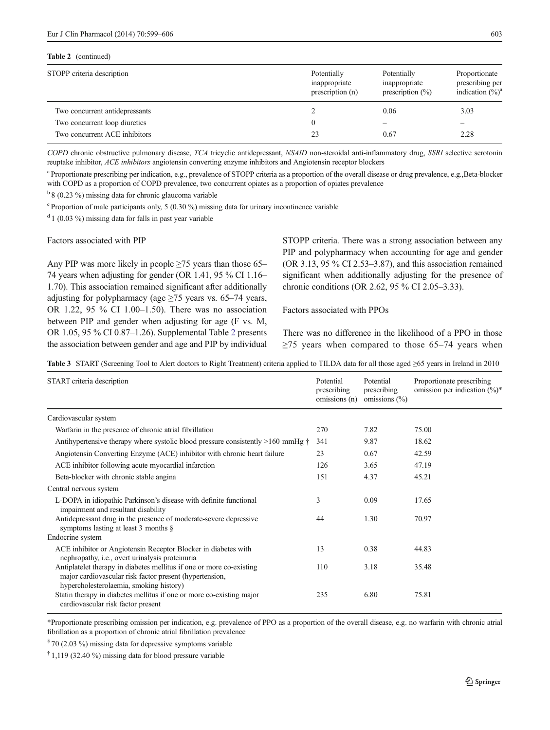**Table 2** (continued)

| STOPP criteria description | Potentially inappropriate prescription (n) | Potentially inappropriate prescription (%) | Proportionate prescribing per indication (%)[a] |
|---|---|---|---|
| Two concurrent antidepressants | 2 | 0.06 | 3.03 |
| Two concurrent loop diuretics | 0 | – | – |
| Two concurrent ACE inhibitors | 23 | 0.67 | 2.28 |

*COPD* chronic obstructive pulmonary disease, *TCA* tricyclic antidepressant, *NSAID* non-steroidal anti-inflammatory drug, *SSRI* selective serotonin reuptake inhibitor, *ACE inhibitors* angiotensin converting enzyme inhibitors and Angiotensin receptor blockers

[a] Proportionate prescribing per indication, e.g., prevalence of STOPP criteria as a proportion of the overall disease or drug prevalence, e.g.,Beta-blocker with COPD as a proportion of COPD prevalence, two concurrent opiates as a proportion of opiates prevalence

[b] 8 (0.23 %) missing data for chronic glaucoma variable

[c] Proportion of male participants only, 5 (0.30 %) missing data for urinary incontinence variable

[d] 1 (0.03 %) missing data for falls in past year variable

Factors associated with PIP

Any PIP was more likely in people ≥75 years than those 65–74 years when adjusting for gender (OR 1.41, 95 % CI 1.16–1.70). This association remained significant after additionally adjusting for polypharmacy (age ≥75 years vs. 65–74 years, OR 1.22, 95 % CI 1.00–1.50). There was no association between PIP and gender when adjusting for age (F vs. M, OR 1.05, 95 % CI 0.87–1.26). Supplemental Table 2 presents the association between gender and age and PIP by individual STOPP criteria. There was a strong association between any PIP and polypharmacy when accounting for age and gender (OR 3.13, 95 % CI 2.53–3.87), and this association remained significant when additionally adjusting for the presence of chronic conditions (OR 2.62, 95 % CI 2.05–3.33).

Factors associated with PPOs

There was no difference in the likelihood of a PPO in those ≥75 years when compared to those 65–74 years when

**Table 3** START (Screening Tool to Alert doctors to Right Treatment) criteria applied to TILDA data for all those aged ≥65 years in Ireland in 2010

| START criteria description | Potential prescribing omissions (n) | Potential prescribing omissions (%) | Proportionate prescribing omission per indication (%)* |
|---|---|---|---|
| Cardiovascular system | | | |
| Warfarin in the presence of chronic atrial fibrillation | 270 | 7.82 | 75.00 |
| Antihypertensive therapy where systolic blood pressure consistently >160 mmHg † | 341 | 9.87 | 18.62 |
| Angiotensin Converting Enzyme (ACE) inhibitor with chronic heart failure | 23 | 0.67 | 42.59 |
| ACE inhibitor following acute myocardial infarction | 126 | 3.65 | 47.19 |
| Beta-blocker with chronic stable angina | 151 | 4.37 | 45.21 |
| Central nervous system | | | |
| L-DOPA in idiopathic Parkinson's disease with definite functional impairment and resultant disability | 3 | 0.09 | 17.65 |
| Antidepressant drug in the presence of moderate-severe depressive symptoms lasting at least 3 months § | 44 | 1.30 | 70.97 |
| Endocrine system | | | |
| ACE inhibitor or Angiotensin Receptor Blocker in diabetes with nephropathy, i.e., overt urinalysis proteinuria | 13 | 0.38 | 44.83 |
| Antiplatelet therapy in diabetes mellitus if one or more co-existing major cardiovascular risk factor present (hypertension, hypercholesterolaemia, smoking history) | 110 | 3.18 | 35.48 |
| Statin therapy in diabetes mellitus if one or more co-existing major cardiovascular risk factor present | 235 | 6.80 | 75.81 |

*Proportionate prescribing omission per indication, e.g. prevalence of PPO as a proportion of the overall disease, e.g. no warfarin with chronic atrial fibrillation as a proportion of chronic atrial fibrillation prevalence

§ 70 (2.03 %) missing data for depressive symptoms variable

† 1,119 (32.40 %) missing data for blood pressure variable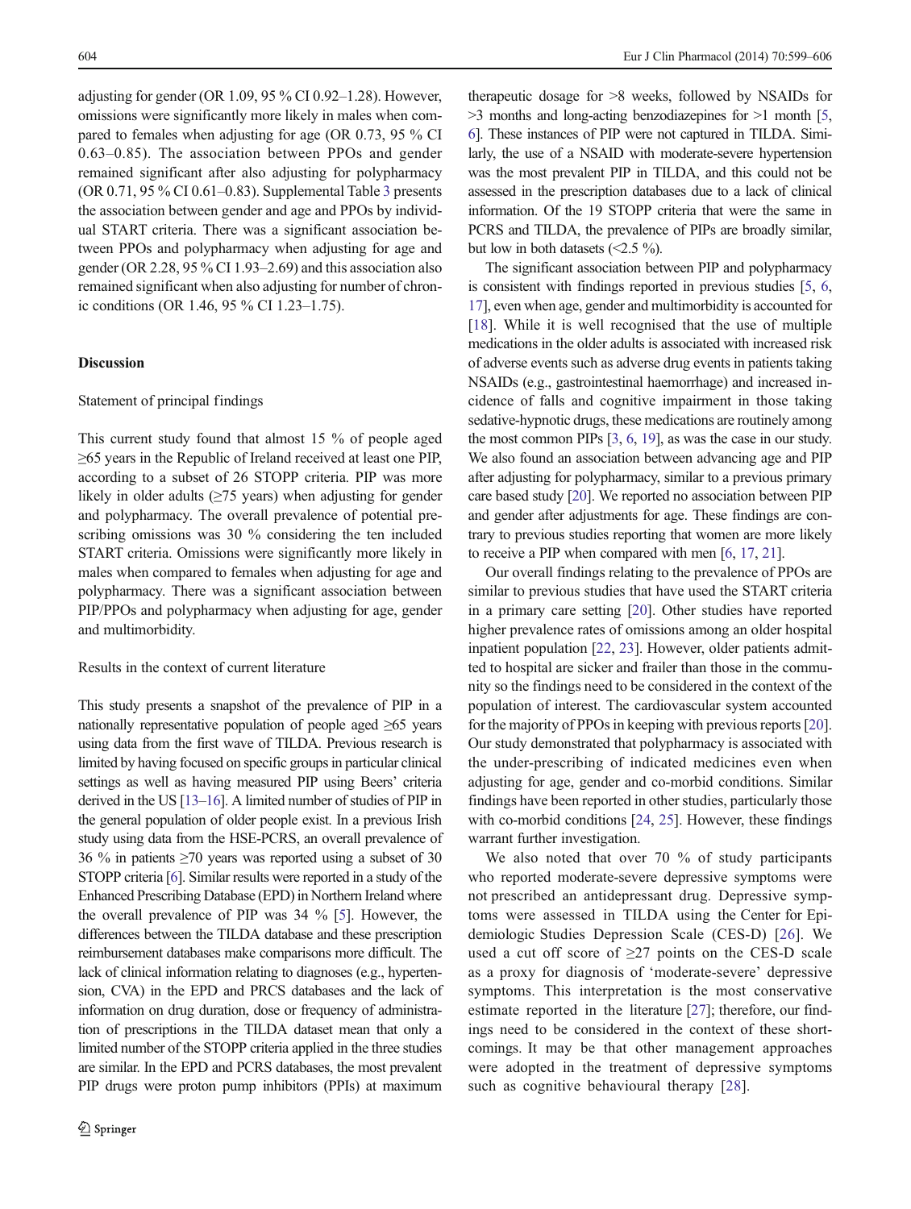adjusting for gender (OR 1.09, 95 % CI 0.92–1.28). However, omissions were significantly more likely in males when compared to females when adjusting for age (OR 0.73, 95 % CI 0.63–0.85). The association between PPOs and gender remained significant after also adjusting for polypharmacy (OR 0.71, 95 % CI 0.61–0.83). Supplemental Table 3 presents the association between gender and age and PPOs by individual START criteria. There was a significant association between PPOs and polypharmacy when adjusting for age and gender (OR 2.28, 95 % CI 1.93–2.69) and this association also remained significant when also adjusting for number of chronic conditions (OR 1.46, 95 % CI 1.23–1.75).

## Discussion

### Statement of principal findings

This current study found that almost 15 % of people aged ≥65 years in the Republic of Ireland received at least one PIP, according to a subset of 26 STOPP criteria. PIP was more likely in older adults (≥75 years) when adjusting for gender and polypharmacy. The overall prevalence of potential prescribing omissions was 30 % considering the ten included START criteria. Omissions were significantly more likely in males when compared to females when adjusting for age and polypharmacy. There was a significant association between PIP/PPOs and polypharmacy when adjusting for age, gender and multimorbidity.

### Results in the context of current literature

This study presents a snapshot of the prevalence of PIP in a nationally representative population of people aged ≥65 years using data from the first wave of TILDA. Previous research is limited by having focused on specific groups in particular clinical settings as well as having measured PIP using Beers' criteria derived in the US [13–16]. A limited number of studies of PIP in the general population of older people exist. In a previous Irish study using data from the HSE-PCRS, an overall prevalence of 36 % in patients ≥70 years was reported using a subset of 30 STOPP criteria [6]. Similar results were reported in a study of the Enhanced Prescribing Database (EPD) in Northern Ireland where the overall prevalence of PIP was 34 % [5]. However, the differences between the TILDA database and these prescription reimbursement databases make comparisons more difficult. The lack of clinical information relating to diagnoses (e.g., hypertension, CVA) in the EPD and PRCS databases and the lack of information on drug duration, dose or frequency of administration of prescriptions in the TILDA dataset mean that only a limited number of the STOPP criteria applied in the three studies are similar. In the EPD and PCRS databases, the most prevalent PIP drugs were proton pump inhibitors (PPIs) at maximum therapeutic dosage for >8 weeks, followed by NSAIDs for >3 months and long-acting benzodiazepines for >1 month [5, 6]. These instances of PIP were not captured in TILDA. Similarly, the use of a NSAID with moderate-severe hypertension was the most prevalent PIP in TILDA, and this could not be assessed in the prescription databases due to a lack of clinical information. Of the 19 STOPP criteria that were the same in PCRS and TILDA, the prevalence of PIPs are broadly similar, but low in both datasets (<2.5 %).

The significant association between PIP and polypharmacy is consistent with findings reported in previous studies [5, 6, 17], even when age, gender and multimorbidity is accounted for [18]. While it is well recognised that the use of multiple medications in the older adults is associated with increased risk of adverse events such as adverse drug events in patients taking NSAIDs (e.g., gastrointestinal haemorrhage) and increased incidence of falls and cognitive impairment in those taking sedative-hypnotic drugs, these medications are routinely among the most common PIPs [3, 6, 19], as was the case in our study. We also found an association between advancing age and PIP after adjusting for polypharmacy, similar to a previous primary care based study [20]. We reported no association between PIP and gender after adjustments for age. These findings are contrary to previous studies reporting that women are more likely to receive a PIP when compared with men [6, 17, 21].

Our overall findings relating to the prevalence of PPOs are similar to previous studies that have used the START criteria in a primary care setting [20]. Other studies have reported higher prevalence rates of omissions among an older hospital inpatient population [22, 23]. However, older patients admitted to hospital are sicker and frailer than those in the community so the findings need to be considered in the context of the population of interest. The cardiovascular system accounted for the majority of PPOs in keeping with previous reports [20]. Our study demonstrated that polypharmacy is associated with the under-prescribing of indicated medicines even when adjusting for age, gender and co-morbid conditions. Similar findings have been reported in other studies, particularly those with co-morbid conditions [24, 25]. However, these findings warrant further investigation.

We also noted that over 70 % of study participants who reported moderate-severe depressive symptoms were not prescribed an antidepressant drug. Depressive symptoms were assessed in TILDA using the Center for Epidemiologic Studies Depression Scale (CES-D) [26]. We used a cut off score of ≥27 points on the CES-D scale as a proxy for diagnosis of 'moderate-severe' depressive symptoms. This interpretation is the most conservative estimate reported in the literature [27]; therefore, our findings need to be considered in the context of these shortcomings. It may be that other management approaches were adopted in the treatment of depressive symptoms such as cognitive behavioural therapy [28].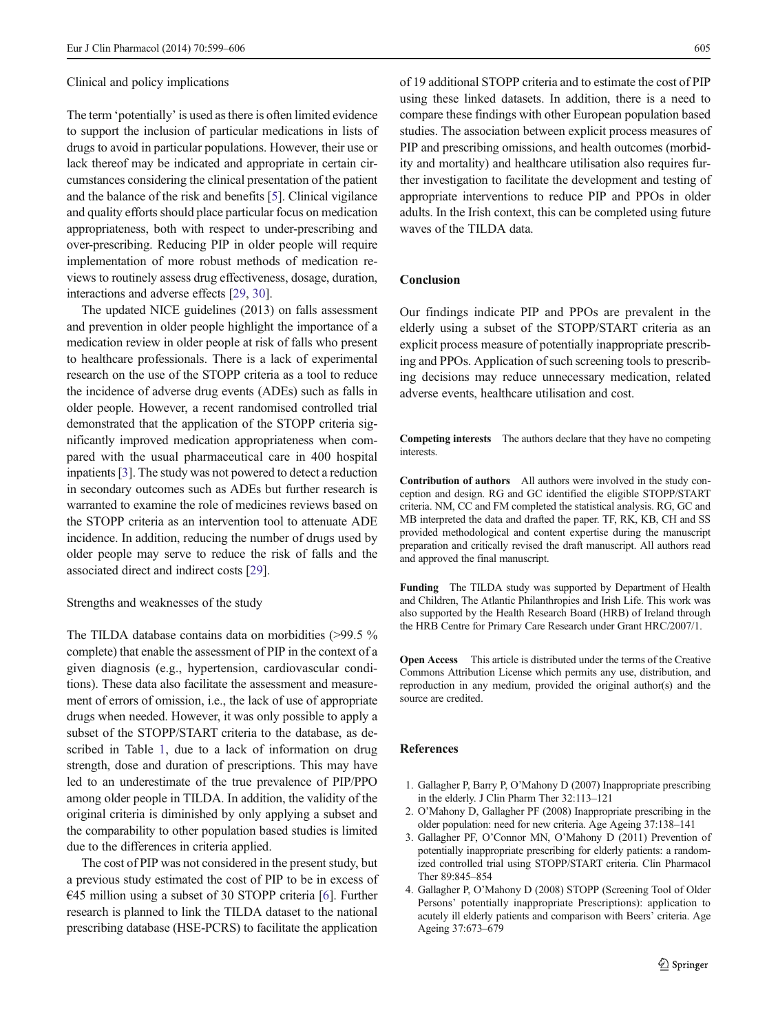### Clinical and policy implications

The term 'potentially' is used as there is often limited evidence to support the inclusion of particular medications in lists of drugs to avoid in particular populations. However, their use or lack thereof may be indicated and appropriate in certain circumstances considering the clinical presentation of the patient and the balance of the risk and benefits [5]. Clinical vigilance and quality efforts should place particular focus on medication appropriateness, both with respect to under-prescribing and over-prescribing. Reducing PIP in older people will require implementation of more robust methods of medication reviews to routinely assess drug effectiveness, dosage, duration, interactions and adverse effects [29, 30].

The updated NICE guidelines (2013) on falls assessment and prevention in older people highlight the importance of a medication review in older people at risk of falls who present to healthcare professionals. There is a lack of experimental research on the use of the STOPP criteria as a tool to reduce the incidence of adverse drug events (ADEs) such as falls in older people. However, a recent randomised controlled trial demonstrated that the application of the STOPP criteria significantly improved medication appropriateness when compared with the usual pharmaceutical care in 400 hospital inpatients [3]. The study was not powered to detect a reduction in secondary outcomes such as ADEs but further research is warranted to examine the role of medicines reviews based on the STOPP criteria as an intervention tool to attenuate ADE incidence. In addition, reducing the number of drugs used by older people may serve to reduce the risk of falls and the associated direct and indirect costs [29].

### Strengths and weaknesses of the study

The TILDA database contains data on morbidities (>99.5 % complete) that enable the assessment of PIP in the context of a given diagnosis (e.g., hypertension, cardiovascular conditions). These data also facilitate the assessment and measurement of errors of omission, i.e., the lack of use of appropriate drugs when needed. However, it was only possible to apply a subset of the STOPP/START criteria to the database, as described in Table 1, due to a lack of information on drug strength, dose and duration of prescriptions. This may have led to an underestimate of the true prevalence of PIP/PPO among older people in TILDA. In addition, the validity of the original criteria is diminished by only applying a subset and the comparability to other population based studies is limited due to the differences in criteria applied.

The cost of PIP was not considered in the present study, but a previous study estimated the cost of PIP to be in excess of €45 million using a subset of 30 STOPP criteria [6]. Further research is planned to link the TILDA dataset to the national prescribing database (HSE-PCRS) to facilitate the application of 19 additional STOPP criteria and to estimate the cost of PIP using these linked datasets. In addition, there is a need to compare these findings with other European population based studies. The association between explicit process measures of PIP and prescribing omissions, and health outcomes (morbidity and mortality) and healthcare utilisation also requires further investigation to facilitate the development and testing of appropriate interventions to reduce PIP and PPOs in older adults. In the Irish context, this can be completed using future waves of the TILDA data.

## Conclusion

Our findings indicate PIP and PPOs are prevalent in the elderly using a subset of the STOPP/START criteria as an explicit process measure of potentially inappropriate prescribing and PPOs. Application of such screening tools to prescribing decisions may reduce unnecessary medication, related adverse events, healthcare utilisation and cost.

**Competing interests** The authors declare that they have no competing interests.

**Contribution of authors** All authors were involved in the study conception and design. RG and GC identified the eligible STOPP/START criteria. NM, CC and FM completed the statistical analysis. RG, GC and MB interpreted the data and drafted the paper. TF, RK, KB, CH and SS provided methodological and content expertise during the manuscript preparation and critically revised the draft manuscript. All authors read and approved the final manuscript.

**Funding** The TILDA study was supported by Department of Health and Children, The Atlantic Philanthropies and Irish Life. This work was also supported by the Health Research Board (HRB) of Ireland through the HRB Centre for Primary Care Research under Grant HRC/2007/1.

**Open Access** This article is distributed under the terms of the Creative Commons Attribution License which permits any use, distribution, and reproduction in any medium, provided the original author(s) and the source are credited.

## References

1. Gallagher P, Barry P, O'Mahony D (2007) Inappropriate prescribing in the elderly. J Clin Pharm Ther 32:113–121
2. O'Mahony D, Gallagher PF (2008) Inappropriate prescribing in the older population: need for new criteria. Age Ageing 37:138–141
3. Gallagher PF, O'Connor MN, O'Mahony D (2011) Prevention of potentially inappropriate prescribing for elderly patients: a randomized controlled trial using STOPP/START criteria. Clin Pharmacol Ther 89:845–854
4. Gallagher P, O'Mahony D (2008) STOPP (Screening Tool of Older Persons' potentially inappropriate Prescriptions): application to acutely ill elderly patients and comparison with Beers' criteria. Age Ageing 37:673–679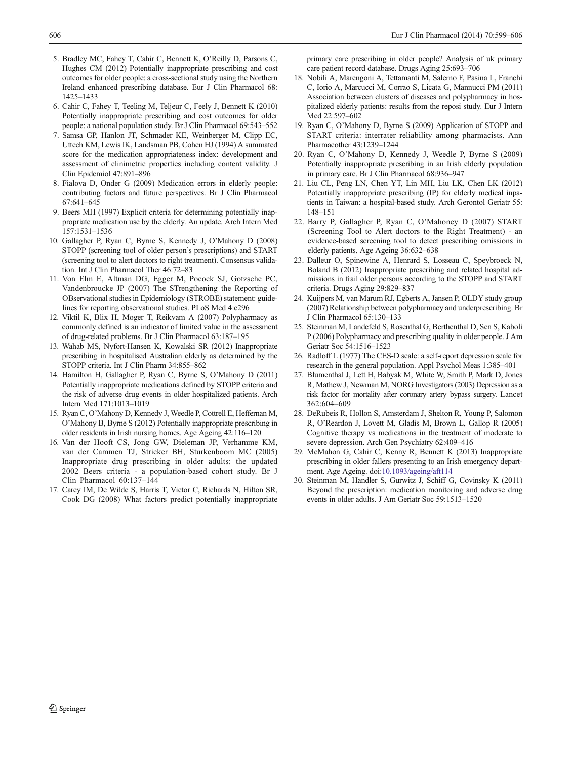5. Bradley MC, Fahey T, Cahir C, Bennett K, O'Reilly D, Parsons C, Hughes CM (2012) Potentially inappropriate prescribing and cost outcomes for older people: a cross-sectional study using the Northern Ireland enhanced prescribing database. Eur J Clin Pharmacol 68: 1425–1433
6. Cahir C, Fahey T, Teeling M, Teljeur C, Feely J, Bennett K (2010) Potentially inappropriate prescribing and cost outcomes for older people: a national population study. Br J Clin Pharmacol 69:543–552
7. Samsa GP, Hanlon JT, Schmader KE, Weinberger M, Clipp EC, Uttech KM, Lewis IK, Landsman PB, Cohen HJ (1994) A summated score for the medication appropriateness index: development and assessment of clinimetric properties including content validity. J Clin Epidemiol 47:891–896
8. Fialova D, Onder G (2009) Medication errors in elderly people: contributing factors and future perspectives. Br J Clin Pharmacol 67:641–645
9. Beers MH (1997) Explicit criteria for determining potentially inappropriate medication use by the elderly. An update. Arch Intern Med 157:1531–1536
10. Gallagher P, Ryan C, Byrne S, Kennedy J, O'Mahony D (2008) STOPP (screening tool of older person's prescriptions) and START (screening tool to alert doctors to right treatment). Consensus validation. Int J Clin Pharmacol Ther 46:72–83
11. Von Elm E, Altman DG, Egger M, Pocock SJ, Gotzsche PC, Vandenbroucke JP (2007) The STrengthening the Reporting of OBservational studies in Epidemiology (STROBE) statement: guidelines for reporting observational studies. PLoS Med 4:e296
12. Viktil K, Blix H, Moger T, Reikvam A (2007) Polypharmacy as commonly defined is an indicator of limited value in the assessment of drug-related problems. Br J Clin Pharmacol 63:187–195
13. Wahab MS, Nyfort-Hansen K, Kowalski SR (2012) Inappropriate prescribing in hospitalised Australian elderly as determined by the STOPP criteria. Int J Clin Pharm 34:855–862
14. Hamilton H, Gallagher P, Ryan C, Byrne S, O'Mahony D (2011) Potentially inappropriate medications defined by STOPP criteria and the risk of adverse drug events in older hospitalized patients. Arch Intern Med 171:1013–1019
15. Ryan C, O'Mahony D, Kennedy J, Weedle P, Cottrell E, Heffernan M, O'Mahony B, Byrne S (2012) Potentially inappropriate prescribing in older residents in Irish nursing homes. Age Ageing 42:116–120
16. Van der Hooft CS, Jong GW, Dieleman JP, Verhamme KM, van der Cammen TJ, Stricker BH, Sturkenboom MC (2005) Inappropriate drug prescribing in older adults: the updated 2002 Beers criteria - a population-based cohort study. Br J Clin Pharmacol 60:137–144
17. Carey IM, De Wilde S, Harris T, Victor C, Richards N, Hilton SR, Cook DG (2008) What factors predict potentially inappropriate primary care prescribing in older people? Analysis of uk primary care patient record database. Drugs Aging 25:693–706
18. Nobili A, Marengoni A, Tettamanti M, Salerno F, Pasina L, Franchi C, Iorio A, Marcucci M, Corrao S, Licata G, Mannucci PM (2011) Association between clusters of diseases and polypharmacy in hospitalized elderly patients: results from the reposi study. Eur J Intern Med 22:597–602
19. Ryan C, O'Mahony D, Byrne S (2009) Application of STOPP and START criteria: interrater reliability among pharmacists. Ann Pharmacother 43:1239–1244
20. Ryan C, O'Mahony D, Kennedy J, Weedle P, Byrne S (2009) Potentially inappropriate prescribing in an Irish elderly population in primary care. Br J Clin Pharmacol 68:936–947
21. Liu CL, Peng LN, Chen YT, Lin MH, Liu LK, Chen LK (2012) Potentially inappropriate prescribing (IP) for elderly medical inpatients in Taiwan: a hospital-based study. Arch Gerontol Geriatr 55: 148–151
22. Barry P, Gallagher P, Ryan C, O'Mahoney D (2007) START (Screening Tool to Alert doctors to the Right Treatment) - an evidence-based screening tool to detect prescribing omissions in elderly patients. Age Ageing 36:632–638
23. Dalleur O, Spinewine A, Henrard S, Losseau C, Speybroeck N, Boland B (2012) Inappropriate prescribing and related hospital admissions in frail older persons according to the STOPP and START criteria. Drugs Aging 29:829–837
24. Kuijpers M, van Marum RJ, Egberts A, Jansen P, OLDY study group (2007) Relationship between polypharmacy and underprescribing. Br J Clin Pharmacol 65:130–133
25. Steinman M, Landefeld S, Rosenthal G, Berthenthal D, Sen S, Kaboli P (2006) Polypharmacy and prescribing quality in older people. J Am Geriatr Soc 54:1516–1523
26. Radloff L (1977) The CES-D scale: a self-report depression scale for research in the general population. Appl Psychol Meas 1:385–401
27. Blumenthal J, Lett H, Babyak M, White W, Smith P, Mark D, Jones R, Mathew J, Newman M, NORG Investigators (2003) Depression as a risk factor for mortality after coronary artery bypass surgery. Lancet 362:604–609
28. DeRubeis R, Hollon S, Amsterdam J, Shelton R, Young P, Salomon R, O'Reardon J, Lovett M, Gladis M, Brown L, Gallop R (2005) Cognitive therapy vs medications in the treatment of moderate to severe depression. Arch Gen Psychiatry 62:409–416
29. McMahon G, Cahir C, Kenny R, Bennett K (2013) Inappropriate prescribing in older fallers presenting to an Irish emergency department. Age Ageing. doi:10.1093/ageing/aft114
30. Steinman M, Handler S, Gurwitz J, Schiff G, Covinsky K (2011) Beyond the prescription: medication monitoring and adverse drug events in older adults. J Am Geriatr Soc 59:1513–1520